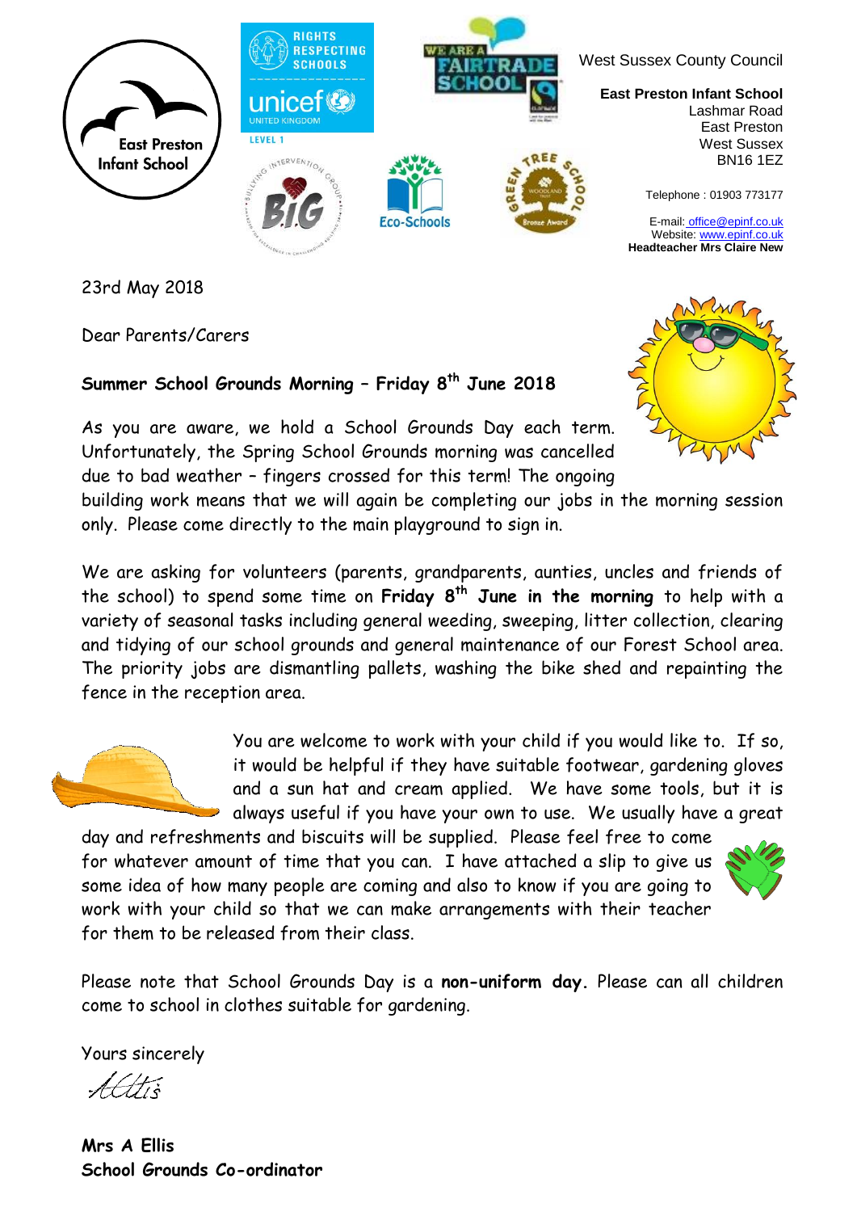East Preston Infant School

West Sussex County Council

**East Preston Infant School**
Lashmar Road
East Preston
West Sussex
BN16 1EZ

Telephone : 01903 773177

E-mail: office@epinf.co.uk
Website: www.epinf.co.uk
**Headteacher Mrs Claire New**

23rd May 2018

Dear Parents/Carers

**Summer School Grounds Morning – Friday 8th June 2018**

As you are aware, we hold a School Grounds Day each term. Unfortunately, the Spring School Grounds morning was cancelled due to bad weather – fingers crossed for this term! The ongoing building work means that we will again be completing our jobs in the morning session only. Please come directly to the main playground to sign in.

We are asking for volunteers (parents, grandparents, aunties, uncles and friends of the school) to spend some time on **Friday 8th June in the morning** to help with a variety of seasonal tasks including general weeding, sweeping, litter collection, clearing and tidying of our school grounds and general maintenance of our Forest School area. The priority jobs are dismantling pallets, washing the bike shed and repainting the fence in the reception area.

You are welcome to work with your child if you would like to. If so, it would be helpful if they have suitable footwear, gardening gloves and a sun hat and cream applied. We have some tools, but it is always useful if you have your own to use. We usually have a great day and refreshments and biscuits will be supplied. Please feel free to come for whatever amount of time that you can. I have attached a slip to give us some idea of how many people are coming and also to know if you are going to work with your child so that we can make arrangements with their teacher for them to be released from their class.

Please note that School Grounds Day is a **non-uniform day.** Please can all children come to school in clothes suitable for gardening.

Yours sincerely

A Ellis

**Mrs A Ellis**
**School Grounds Co-ordinator**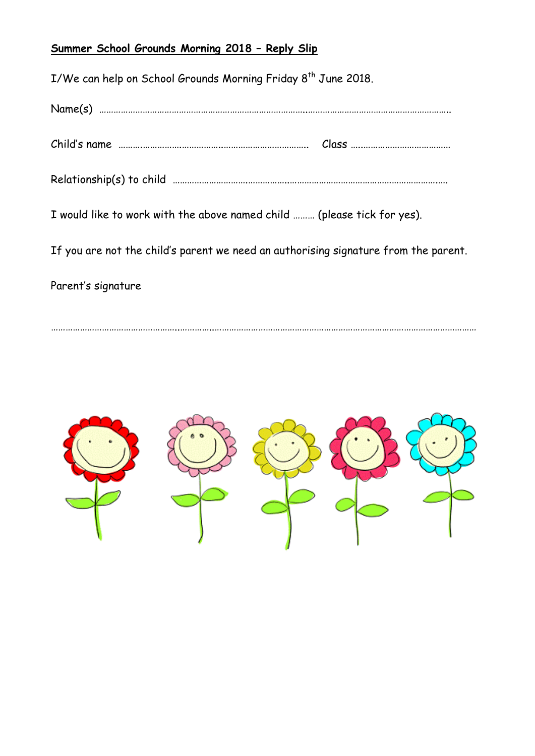**Summer School Grounds Morning 2018 – Reply Slip**

I/We can help on School Grounds Morning Friday 8th June 2018.

Name(s) …………………………………………………………………………………………………………………………………

Child's name …………………………………………………………………… Class ………………………………………

Relationship(s) to child ……………………………………………………………………………………………………

I would like to work with the above named child ……… (please tick for yes).

If you are not the child's parent we need an authorising signature from the parent.

Parent's signature

……………………………………………………………………………………………………………………………………………………